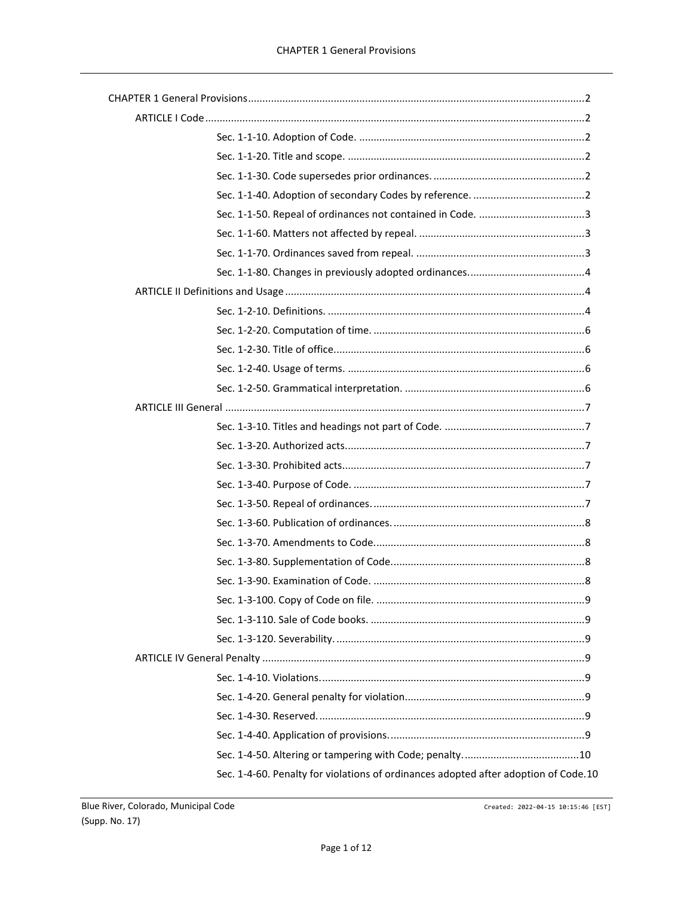CHAPTER 1 General Provisions ..... 2

- ARTICLE I Code ..... 2
  - Sec. 1-1-10. Adoption of Code. ..... 2
  - Sec. 1-1-20. Title and scope. ..... 2
  - Sec. 1-1-30. Code supersedes prior ordinances. ..... 2
  - Sec. 1-1-40. Adoption of secondary Codes by reference. ..... 2
  - Sec. 1-1-50. Repeal of ordinances not contained in Code. ..... 3
  - Sec. 1-1-60. Matters not affected by repeal. ..... 3
  - Sec. 1-1-70. Ordinances saved from repeal. ..... 3
  - Sec. 1-1-80. Changes in previously adopted ordinances. ..... 4
- ARTICLE II Definitions and Usage ..... 4
  - Sec. 1-2-10. Definitions. ..... 4
  - Sec. 1-2-20. Computation of time. ..... 6
  - Sec. 1-2-30. Title of office. ..... 6
  - Sec. 1-2-40. Usage of terms. ..... 6
  - Sec. 1-2-50. Grammatical interpretation. ..... 6
- ARTICLE III General ..... 7
  - Sec. 1-3-10. Titles and headings not part of Code. ..... 7
  - Sec. 1-3-20. Authorized acts. ..... 7
  - Sec. 1-3-30. Prohibited acts. ..... 7
  - Sec. 1-3-40. Purpose of Code. ..... 7
  - Sec. 1-3-50. Repeal of ordinances. ..... 7
  - Sec. 1-3-60. Publication of ordinances. ..... 8
  - Sec. 1-3-70. Amendments to Code. ..... 8
  - Sec. 1-3-80. Supplementation of Code. ..... 8
  - Sec. 1-3-90. Examination of Code. ..... 8
  - Sec. 1-3-100. Copy of Code on file. ..... 9
  - Sec. 1-3-110. Sale of Code books. ..... 9
  - Sec. 1-3-120. Severability. ..... 9
- ARTICLE IV General Penalty ..... 9
  - Sec. 1-4-10. Violations. ..... 9
  - Sec. 1-4-20. General penalty for violation. ..... 9
  - Sec. 1-4-30. Reserved. ..... 9
  - Sec. 1-4-40. Application of provisions. ..... 9
  - Sec. 1-4-50. Altering or tampering with Code; penalty. ..... 10
  - Sec. 1-4-60. Penalty for violations of ordinances adopted after adoption of Code. ..... 10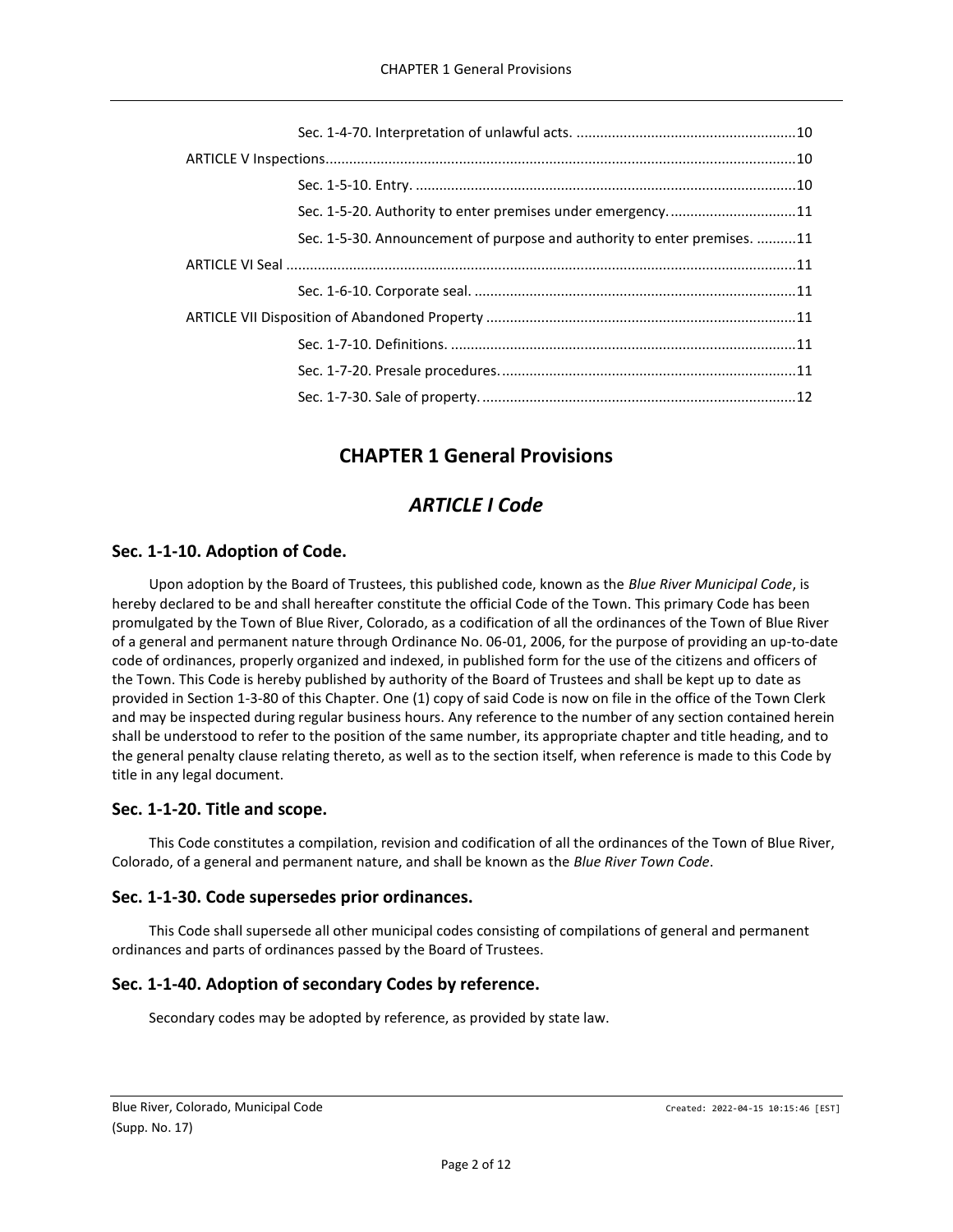Sec. 1-4-70. Interpretation of unlawful acts. ........................................................10

ARTICLE V Inspections......................................................................................................10

Sec. 1-5-10. Entry. ................................................................................................10

Sec. 1-5-20. Authority to enter premises under emergency. ................................11

Sec. 1-5-30. Announcement of purpose and authority to enter premises. ..........11

ARTICLE VI Seal .................................................................................................................11

Sec. 1-6-10. Corporate seal. .................................................................................11

ARTICLE VII Disposition of Abandoned Property ..............................................................11

Sec. 1-7-10. Definitions. .......................................................................................11

Sec. 1-7-20. Presale procedures. ...........................................................................11

Sec. 1-7-30. Sale of property. ................................................................................12

# CHAPTER 1 General Provisions

## *ARTICLE I Code*

### Sec. 1-1-10. Adoption of Code.

Upon adoption by the Board of Trustees, this published code, known as the *Blue River Municipal Code*, is hereby declared to be and shall hereafter constitute the official Code of the Town. This primary Code has been promulgated by the Town of Blue River, Colorado, as a codification of all the ordinances of the Town of Blue River of a general and permanent nature through Ordinance No. 06-01, 2006, for the purpose of providing an up-to-date code of ordinances, properly organized and indexed, in published form for the use of the citizens and officers of the Town. This Code is hereby published by authority of the Board of Trustees and shall be kept up to date as provided in Section 1-3-80 of this Chapter. One (1) copy of said Code is now on file in the office of the Town Clerk and may be inspected during regular business hours. Any reference to the number of any section contained herein shall be understood to refer to the position of the same number, its appropriate chapter and title heading, and to the general penalty clause relating thereto, as well as to the section itself, when reference is made to this Code by title in any legal document.

### Sec. 1-1-20. Title and scope.

This Code constitutes a compilation, revision and codification of all the ordinances of the Town of Blue River, Colorado, of a general and permanent nature, and shall be known as the *Blue River Town Code*.

### Sec. 1-1-30. Code supersedes prior ordinances.

This Code shall supersede all other municipal codes consisting of compilations of general and permanent ordinances and parts of ordinances passed by the Board of Trustees.

### Sec. 1-1-40. Adoption of secondary Codes by reference.

Secondary codes may be adopted by reference, as provided by state law.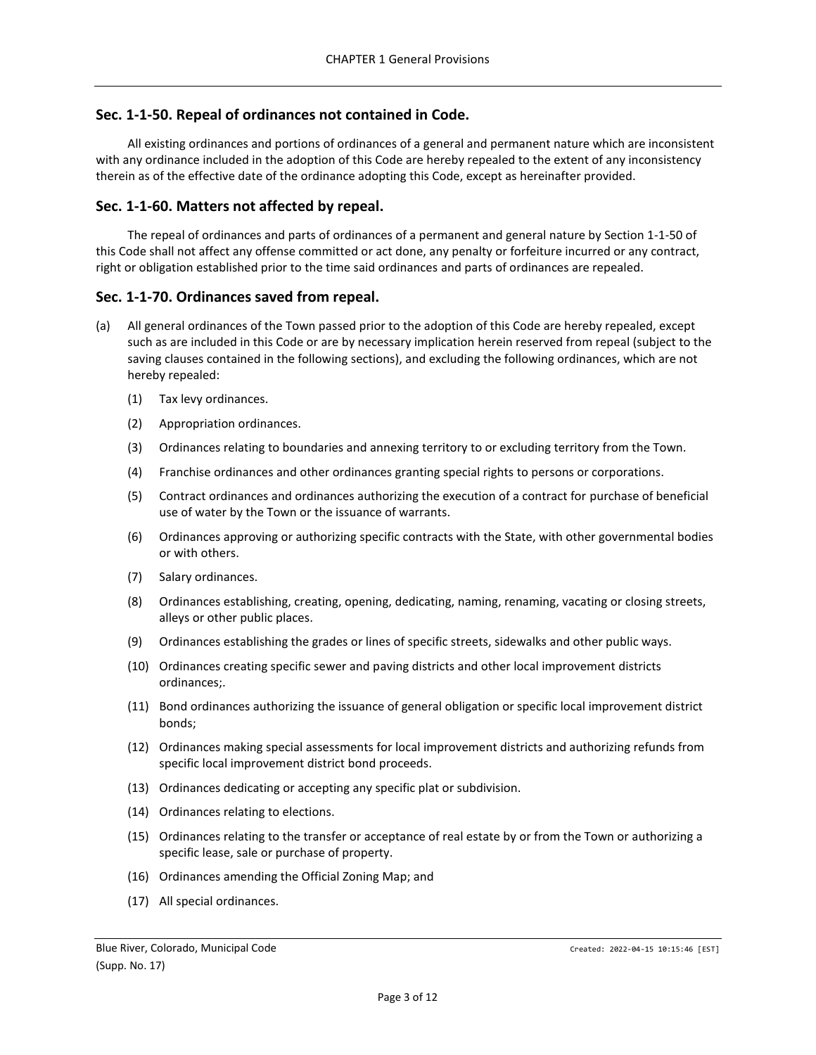## Sec. 1-1-50. Repeal of ordinances not contained in Code.

All existing ordinances and portions of ordinances of a general and permanent nature which are inconsistent with any ordinance included in the adoption of this Code are hereby repealed to the extent of any inconsistency therein as of the effective date of the ordinance adopting this Code, except as hereinafter provided.

## Sec. 1-1-60. Matters not affected by repeal.

The repeal of ordinances and parts of ordinances of a permanent and general nature by Section 1-1-50 of this Code shall not affect any offense committed or act done, any penalty or forfeiture incurred or any contract, right or obligation established prior to the time said ordinances and parts of ordinances are repealed.

## Sec. 1-1-70. Ordinances saved from repeal.

(a) All general ordinances of the Town passed prior to the adoption of this Code are hereby repealed, except such as are included in this Code or are by necessary implication herein reserved from repeal (subject to the saving clauses contained in the following sections), and excluding the following ordinances, which are not hereby repealed:

(1) Tax levy ordinances.

(2) Appropriation ordinances.

(3) Ordinances relating to boundaries and annexing territory to or excluding territory from the Town.

(4) Franchise ordinances and other ordinances granting special rights to persons or corporations.

(5) Contract ordinances and ordinances authorizing the execution of a contract for purchase of beneficial use of water by the Town or the issuance of warrants.

(6) Ordinances approving or authorizing specific contracts with the State, with other governmental bodies or with others.

(7) Salary ordinances.

(8) Ordinances establishing, creating, opening, dedicating, naming, renaming, vacating or closing streets, alleys or other public places.

(9) Ordinances establishing the grades or lines of specific streets, sidewalks and other public ways.

(10) Ordinances creating specific sewer and paving districts and other local improvement districts ordinances;.

(11) Bond ordinances authorizing the issuance of general obligation or specific local improvement district bonds;

(12) Ordinances making special assessments for local improvement districts and authorizing refunds from specific local improvement district bond proceeds.

(13) Ordinances dedicating or accepting any specific plat or subdivision.

(14) Ordinances relating to elections.

(15) Ordinances relating to the transfer or acceptance of real estate by or from the Town or authorizing a specific lease, sale or purchase of property.

(16) Ordinances amending the Official Zoning Map; and

(17) All special ordinances.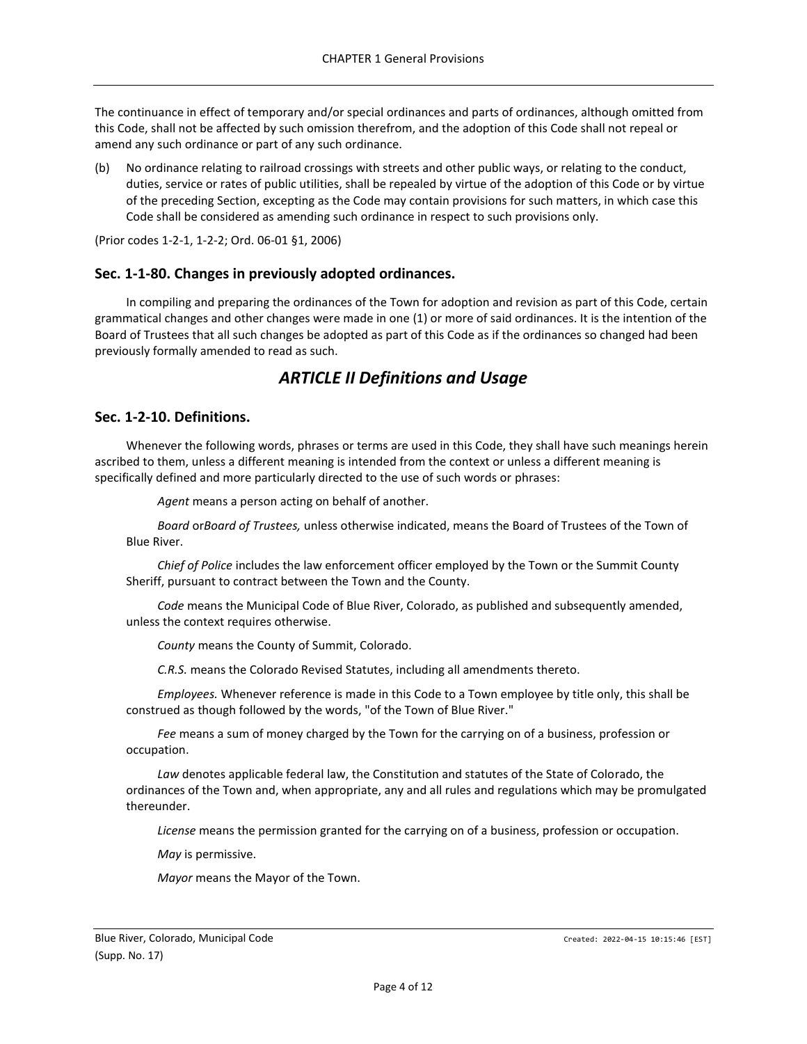The continuance in effect of temporary and/or special ordinances and parts of ordinances, although omitted from this Code, shall not be affected by such omission therefrom, and the adoption of this Code shall not repeal or amend any such ordinance or part of any such ordinance.

(b) No ordinance relating to railroad crossings with streets and other public ways, or relating to the conduct, duties, service or rates of public utilities, shall be repealed by virtue of the adoption of this Code or by virtue of the preceding Section, excepting as the Code may contain provisions for such matters, in which case this Code shall be considered as amending such ordinance in respect to such provisions only.

(Prior codes 1-2-1, 1-2-2; Ord. 06-01 §1, 2006)

### Sec. 1-1-80. Changes in previously adopted ordinances.

In compiling and preparing the ordinances of the Town for adoption and revision as part of this Code, certain grammatical changes and other changes were made in one (1) or more of said ordinances. It is the intention of the Board of Trustees that all such changes be adopted as part of this Code as if the ordinances so changed had been previously formally amended to read as such.

## *ARTICLE II Definitions and Usage*

### Sec. 1-2-10. Definitions.

Whenever the following words, phrases or terms are used in this Code, they shall have such meanings herein ascribed to them, unless a different meaning is intended from the context or unless a different meaning is specifically defined and more particularly directed to the use of such words or phrases:

*Agent* means a person acting on behalf of another.

*Board* or*Board of Trustees,* unless otherwise indicated, means the Board of Trustees of the Town of Blue River.

*Chief of Police* includes the law enforcement officer employed by the Town or the Summit County Sheriff, pursuant to contract between the Town and the County.

*Code* means the Municipal Code of Blue River, Colorado, as published and subsequently amended, unless the context requires otherwise.

*County* means the County of Summit, Colorado.

*C.R.S.* means the Colorado Revised Statutes, including all amendments thereto.

*Employees.* Whenever reference is made in this Code to a Town employee by title only, this shall be construed as though followed by the words, "of the Town of Blue River."

*Fee* means a sum of money charged by the Town for the carrying on of a business, profession or occupation.

*Law* denotes applicable federal law, the Constitution and statutes of the State of Colorado, the ordinances of the Town and, when appropriate, any and all rules and regulations which may be promulgated thereunder.

*License* means the permission granted for the carrying on of a business, profession or occupation.

*May* is permissive.

*Mayor* means the Mayor of the Town.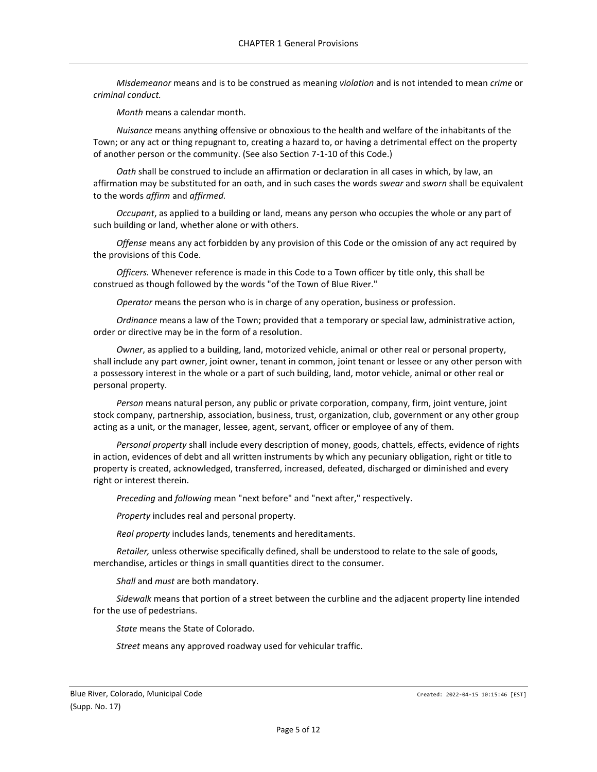*Misdemeanor* means and is to be construed as meaning *violation* and is not intended to mean *crime* or *criminal conduct.*

*Month* means a calendar month.

*Nuisance* means anything offensive or obnoxious to the health and welfare of the inhabitants of the Town; or any act or thing repugnant to, creating a hazard to, or having a detrimental effect on the property of another person or the community. (See also Section 7-1-10 of this Code.)

*Oath* shall be construed to include an affirmation or declaration in all cases in which, by law, an affirmation may be substituted for an oath, and in such cases the words *swear* and *sworn* shall be equivalent to the words *affirm* and *affirmed.*

*Occupant*, as applied to a building or land, means any person who occupies the whole or any part of such building or land, whether alone or with others.

*Offense* means any act forbidden by any provision of this Code or the omission of any act required by the provisions of this Code.

*Officers.* Whenever reference is made in this Code to a Town officer by title only, this shall be construed as though followed by the words "of the Town of Blue River."

*Operator* means the person who is in charge of any operation, business or profession.

*Ordinance* means a law of the Town; provided that a temporary or special law, administrative action, order or directive may be in the form of a resolution.

*Owner*, as applied to a building, land, motorized vehicle, animal or other real or personal property, shall include any part owner, joint owner, tenant in common, joint tenant or lessee or any other person with a possessory interest in the whole or a part of such building, land, motor vehicle, animal or other real or personal property.

*Person* means natural person, any public or private corporation, company, firm, joint venture, joint stock company, partnership, association, business, trust, organization, club, government or any other group acting as a unit, or the manager, lessee, agent, servant, officer or employee of any of them.

*Personal property* shall include every description of money, goods, chattels, effects, evidence of rights in action, evidences of debt and all written instruments by which any pecuniary obligation, right or title to property is created, acknowledged, transferred, increased, defeated, discharged or diminished and every right or interest therein.

*Preceding* and *following* mean "next before" and "next after," respectively.

*Property* includes real and personal property.

*Real property* includes lands, tenements and hereditaments.

*Retailer,* unless otherwise specifically defined, shall be understood to relate to the sale of goods, merchandise, articles or things in small quantities direct to the consumer.

*Shall* and *must* are both mandatory.

*Sidewalk* means that portion of a street between the curbline and the adjacent property line intended for the use of pedestrians.

*State* means the State of Colorado.

*Street* means any approved roadway used for vehicular traffic.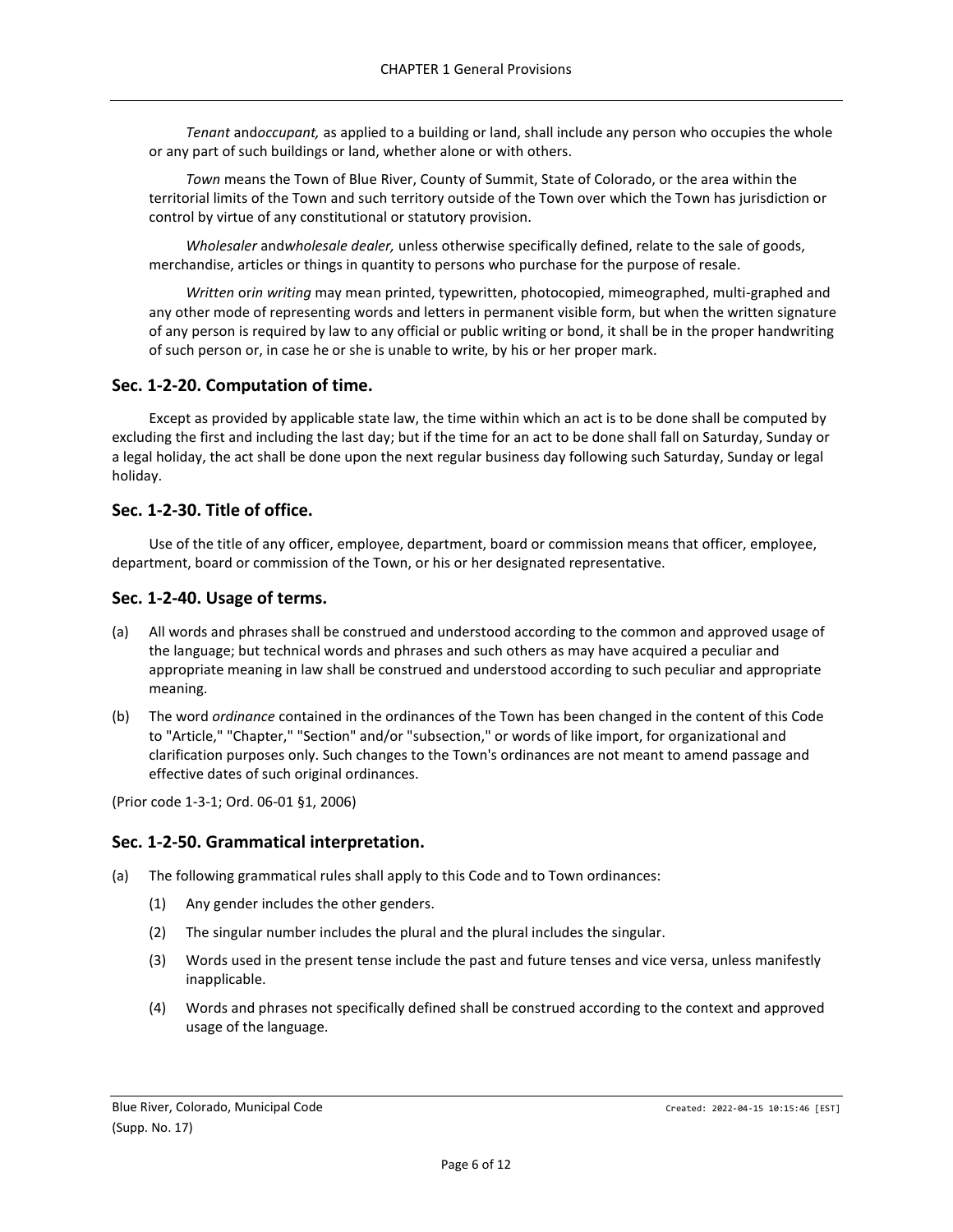*Tenant* and *occupant,* as applied to a building or land, shall include any person who occupies the whole or any part of such buildings or land, whether alone or with others.

*Town* means the Town of Blue River, County of Summit, State of Colorado, or the area within the territorial limits of the Town and such territory outside of the Town over which the Town has jurisdiction or control by virtue of any constitutional or statutory provision.

*Wholesaler* and *wholesale dealer,* unless otherwise specifically defined, relate to the sale of goods, merchandise, articles or things in quantity to persons who purchase for the purpose of resale.

*Written* or *in writing* may mean printed, typewritten, photocopied, mimeographed, multi-graphed and any other mode of representing words and letters in permanent visible form, but when the written signature of any person is required by law to any official or public writing or bond, it shall be in the proper handwriting of such person or, in case he or she is unable to write, by his or her proper mark.

## Sec. 1-2-20. Computation of time.

Except as provided by applicable state law, the time within which an act is to be done shall be computed by excluding the first and including the last day; but if the time for an act to be done shall fall on Saturday, Sunday or a legal holiday, the act shall be done upon the next regular business day following such Saturday, Sunday or legal holiday.

## Sec. 1-2-30. Title of office.

Use of the title of any officer, employee, department, board or commission means that officer, employee, department, board or commission of the Town, or his or her designated representative.

## Sec. 1-2-40. Usage of terms.

(a) All words and phrases shall be construed and understood according to the common and approved usage of the language; but technical words and phrases and such others as may have acquired a peculiar and appropriate meaning in law shall be construed and understood according to such peculiar and appropriate meaning.

(b) The word *ordinance* contained in the ordinances of the Town has been changed in the content of this Code to "Article," "Chapter," "Section" and/or "subsection," or words of like import, for organizational and clarification purposes only. Such changes to the Town's ordinances are not meant to amend passage and effective dates of such original ordinances.

(Prior code 1-3-1; Ord. 06-01 §1, 2006)

## Sec. 1-2-50. Grammatical interpretation.

(a) The following grammatical rules shall apply to this Code and to Town ordinances:

 (1) Any gender includes the other genders.

 (2) The singular number includes the plural and the plural includes the singular.

 (3) Words used in the present tense include the past and future tenses and vice versa, unless manifestly inapplicable.

 (4) Words and phrases not specifically defined shall be construed according to the context and approved usage of the language.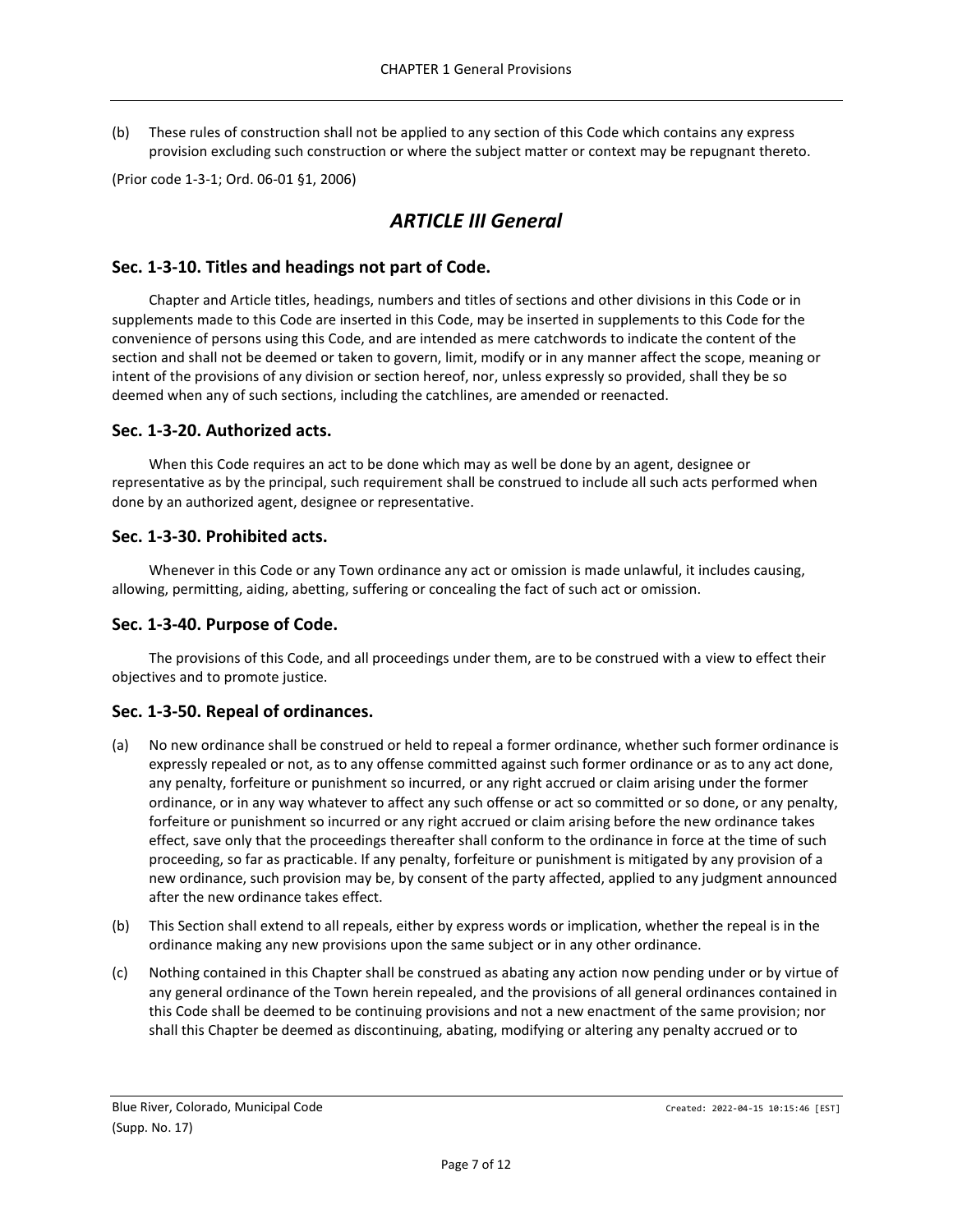(b) These rules of construction shall not be applied to any section of this Code which contains any express provision excluding such construction or where the subject matter or context may be repugnant thereto.

(Prior code 1-3-1; Ord. 06-01 §1, 2006)

## *ARTICLE III General*

### Sec. 1-3-10. Titles and headings not part of Code.

Chapter and Article titles, headings, numbers and titles of sections and other divisions in this Code or in supplements made to this Code are inserted in this Code, may be inserted in supplements to this Code for the convenience of persons using this Code, and are intended as mere catchwords to indicate the content of the section and shall not be deemed or taken to govern, limit, modify or in any manner affect the scope, meaning or intent of the provisions of any division or section hereof, nor, unless expressly so provided, shall they be so deemed when any of such sections, including the catchlines, are amended or reenacted.

### Sec. 1-3-20. Authorized acts.

When this Code requires an act to be done which may as well be done by an agent, designee or representative as by the principal, such requirement shall be construed to include all such acts performed when done by an authorized agent, designee or representative.

### Sec. 1-3-30. Prohibited acts.

Whenever in this Code or any Town ordinance any act or omission is made unlawful, it includes causing, allowing, permitting, aiding, abetting, suffering or concealing the fact of such act or omission.

### Sec. 1-3-40. Purpose of Code.

The provisions of this Code, and all proceedings under them, are to be construed with a view to effect their objectives and to promote justice.

### Sec. 1-3-50. Repeal of ordinances.

(a) No new ordinance shall be construed or held to repeal a former ordinance, whether such former ordinance is expressly repealed or not, as to any offense committed against such former ordinance or as to any act done, any penalty, forfeiture or punishment so incurred, or any right accrued or claim arising under the former ordinance, or in any way whatever to affect any such offense or act so committed or so done, or any penalty, forfeiture or punishment so incurred or any right accrued or claim arising before the new ordinance takes effect, save only that the proceedings thereafter shall conform to the ordinance in force at the time of such proceeding, so far as practicable. If any penalty, forfeiture or punishment is mitigated by any provision of a new ordinance, such provision may be, by consent of the party affected, applied to any judgment announced after the new ordinance takes effect.

(b) This Section shall extend to all repeals, either by express words or implication, whether the repeal is in the ordinance making any new provisions upon the same subject or in any other ordinance.

(c) Nothing contained in this Chapter shall be construed as abating any action now pending under or by virtue of any general ordinance of the Town herein repealed, and the provisions of all general ordinances contained in this Code shall be deemed to be continuing provisions and not a new enactment of the same provision; nor shall this Chapter be deemed as discontinuing, abating, modifying or altering any penalty accrued or to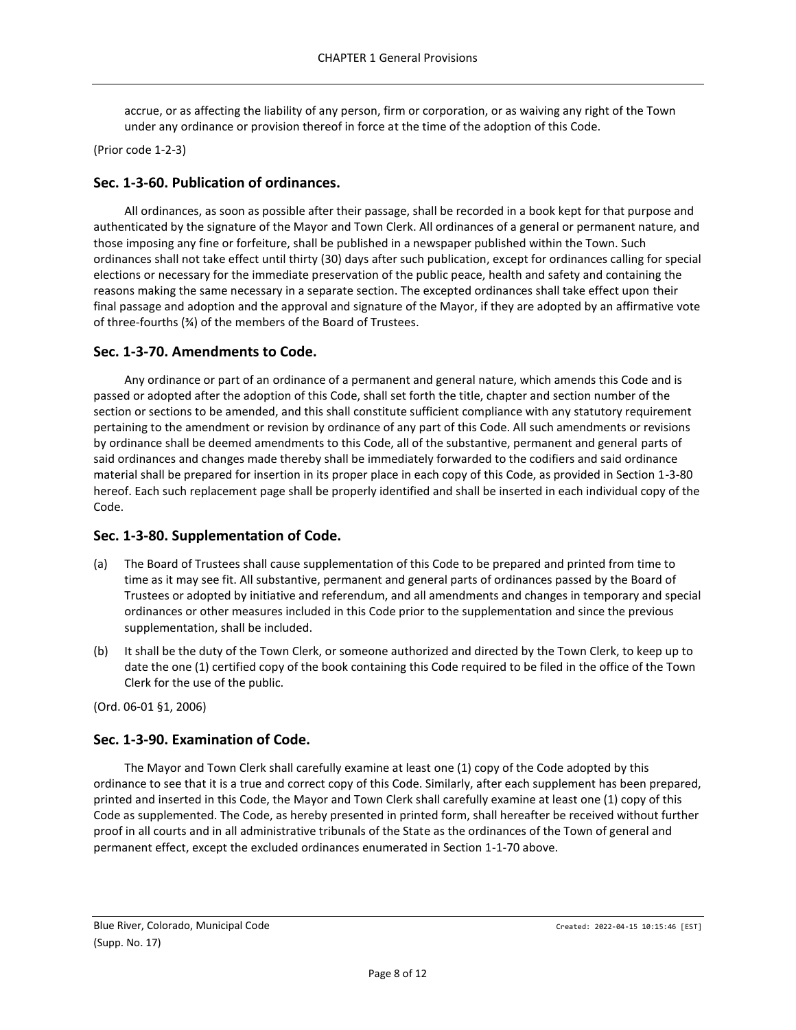accrue, or as affecting the liability of any person, firm or corporation, or as waiving any right of the Town under any ordinance or provision thereof in force at the time of the adoption of this Code.

(Prior code 1-2-3)

## Sec. 1-3-60. Publication of ordinances.

All ordinances, as soon as possible after their passage, shall be recorded in a book kept for that purpose and authenticated by the signature of the Mayor and Town Clerk. All ordinances of a general or permanent nature, and those imposing any fine or forfeiture, shall be published in a newspaper published within the Town. Such ordinances shall not take effect until thirty (30) days after such publication, except for ordinances calling for special elections or necessary for the immediate preservation of the public peace, health and safety and containing the reasons making the same necessary in a separate section. The excepted ordinances shall take effect upon their final passage and adoption and the approval and signature of the Mayor, if they are adopted by an affirmative vote of three-fourths (¾) of the members of the Board of Trustees.

## Sec. 1-3-70. Amendments to Code.

Any ordinance or part of an ordinance of a permanent and general nature, which amends this Code and is passed or adopted after the adoption of this Code, shall set forth the title, chapter and section number of the section or sections to be amended, and this shall constitute sufficient compliance with any statutory requirement pertaining to the amendment or revision by ordinance of any part of this Code. All such amendments or revisions by ordinance shall be deemed amendments to this Code, all of the substantive, permanent and general parts of said ordinances and changes made thereby shall be immediately forwarded to the codifiers and said ordinance material shall be prepared for insertion in its proper place in each copy of this Code, as provided in Section 1-3-80 hereof. Each such replacement page shall be properly identified and shall be inserted in each individual copy of the Code.

## Sec. 1-3-80. Supplementation of Code.

(a) The Board of Trustees shall cause supplementation of this Code to be prepared and printed from time to time as it may see fit. All substantive, permanent and general parts of ordinances passed by the Board of Trustees or adopted by initiative and referendum, and all amendments and changes in temporary and special ordinances or other measures included in this Code prior to the supplementation and since the previous supplementation, shall be included.

(b) It shall be the duty of the Town Clerk, or someone authorized and directed by the Town Clerk, to keep up to date the one (1) certified copy of the book containing this Code required to be filed in the office of the Town Clerk for the use of the public.

(Ord. 06-01 §1, 2006)

## Sec. 1-3-90. Examination of Code.

The Mayor and Town Clerk shall carefully examine at least one (1) copy of the Code adopted by this ordinance to see that it is a true and correct copy of this Code. Similarly, after each supplement has been prepared, printed and inserted in this Code, the Mayor and Town Clerk shall carefully examine at least one (1) copy of this Code as supplemented. The Code, as hereby presented in printed form, shall hereafter be received without further proof in all courts and in all administrative tribunals of the State as the ordinances of the Town of general and permanent effect, except the excluded ordinances enumerated in Section 1-1-70 above.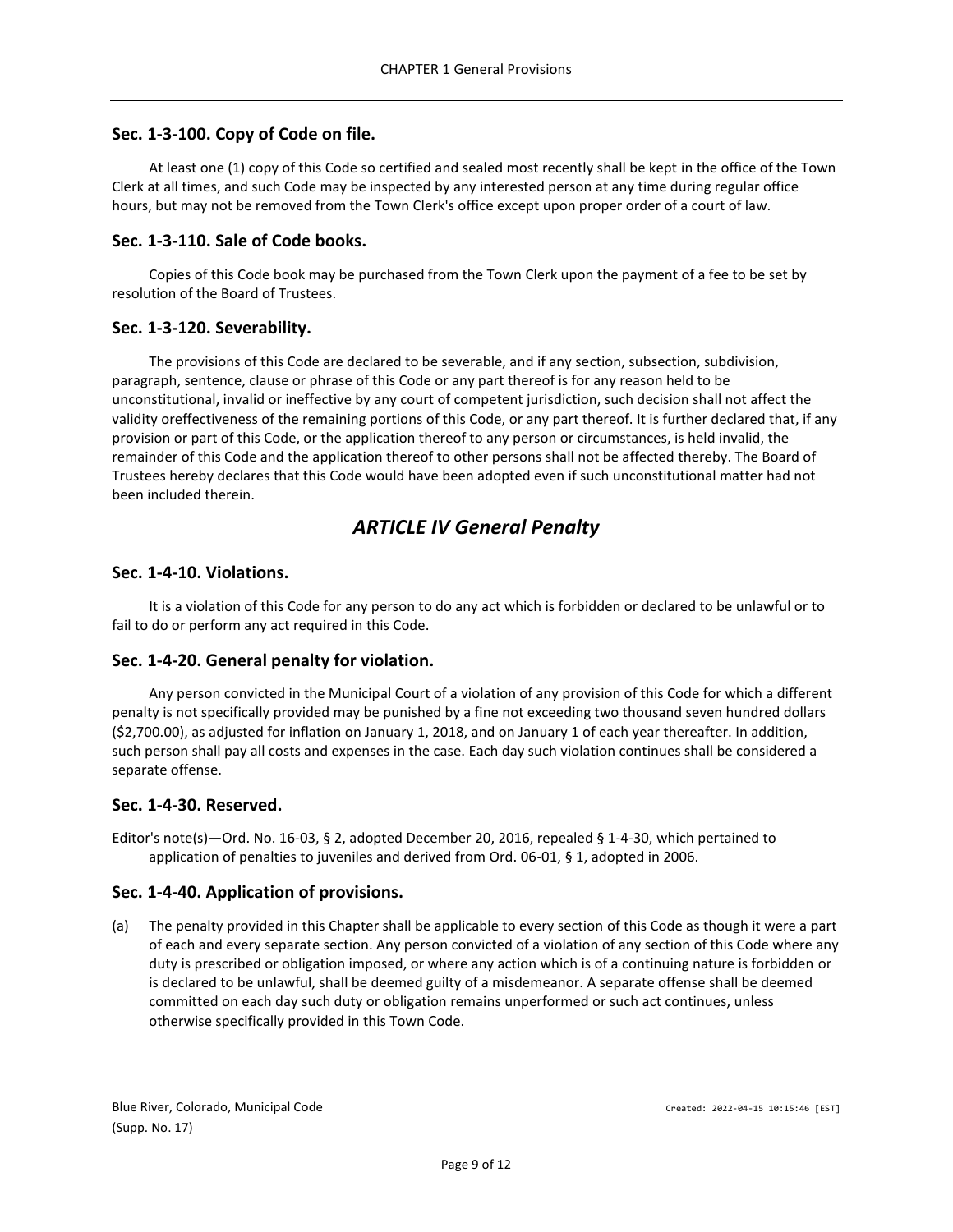### Sec. 1-3-100. Copy of Code on file.

At least one (1) copy of this Code so certified and sealed most recently shall be kept in the office of the Town Clerk at all times, and such Code may be inspected by any interested person at any time during regular office hours, but may not be removed from the Town Clerk's office except upon proper order of a court of law.

### Sec. 1-3-110. Sale of Code books.

Copies of this Code book may be purchased from the Town Clerk upon the payment of a fee to be set by resolution of the Board of Trustees.

### Sec. 1-3-120. Severability.

The provisions of this Code are declared to be severable, and if any section, subsection, subdivision, paragraph, sentence, clause or phrase of this Code or any part thereof is for any reason held to be unconstitutional, invalid or ineffective by any court of competent jurisdiction, such decision shall not affect the validity oreffectiveness of the remaining portions of this Code, or any part thereof. It is further declared that, if any provision or part of this Code, or the application thereof to any person or circumstances, is held invalid, the remainder of this Code and the application thereof to other persons shall not be affected thereby. The Board of Trustees hereby declares that this Code would have been adopted even if such unconstitutional matter had not been included therein.

## *ARTICLE IV General Penalty*

### Sec. 1-4-10. Violations.

It is a violation of this Code for any person to do any act which is forbidden or declared to be unlawful or to fail to do or perform any act required in this Code.

### Sec. 1-4-20. General penalty for violation.

Any person convicted in the Municipal Court of a violation of any provision of this Code for which a different penalty is not specifically provided may be punished by a fine not exceeding two thousand seven hundred dollars ($2,700.00), as adjusted for inflation on January 1, 2018, and on January 1 of each year thereafter. In addition, such person shall pay all costs and expenses in the case. Each day such violation continues shall be considered a separate offense.

### Sec. 1-4-30. Reserved.

Editor's note(s)—Ord. No. 16-03, § 2, adopted December 20, 2016, repealed § 1-4-30, which pertained to application of penalties to juveniles and derived from Ord. 06-01, § 1, adopted in 2006.

### Sec. 1-4-40. Application of provisions.

(a) The penalty provided in this Chapter shall be applicable to every section of this Code as though it were a part of each and every separate section. Any person convicted of a violation of any section of this Code where any duty is prescribed or obligation imposed, or where any action which is of a continuing nature is forbidden or is declared to be unlawful, shall be deemed guilty of a misdemeanor. A separate offense shall be deemed committed on each day such duty or obligation remains unperformed or such act continues, unless otherwise specifically provided in this Town Code.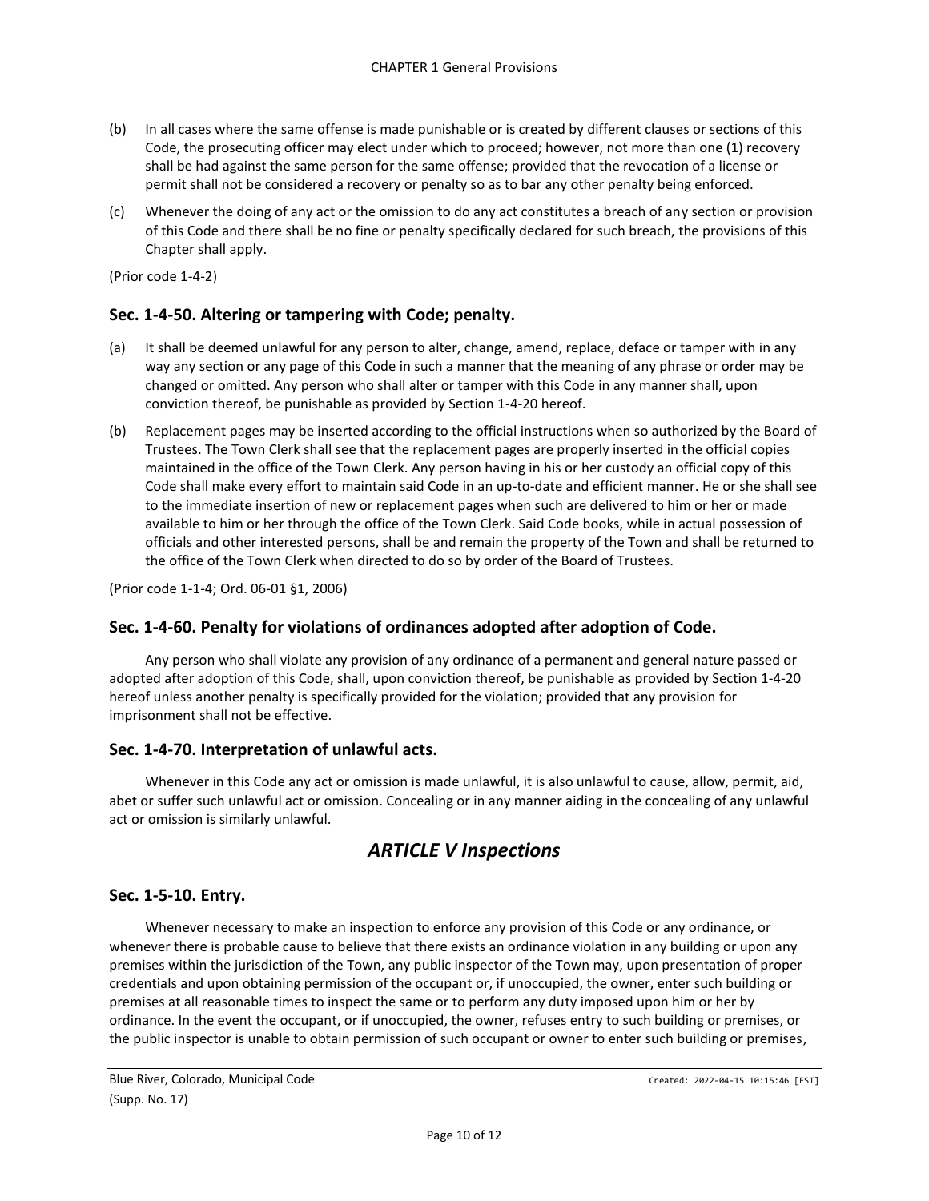(b) In all cases where the same offense is made punishable or is created by different clauses or sections of this Code, the prosecuting officer may elect under which to proceed; however, not more than one (1) recovery shall be had against the same person for the same offense; provided that the revocation of a license or permit shall not be considered a recovery or penalty so as to bar any other penalty being enforced.

(c) Whenever the doing of any act or the omission to do any act constitutes a breach of any section or provision of this Code and there shall be no fine or penalty specifically declared for such breach, the provisions of this Chapter shall apply.

(Prior code 1-4-2)

### Sec. 1-4-50. Altering or tampering with Code; penalty.

(a) It shall be deemed unlawful for any person to alter, change, amend, replace, deface or tamper with in any way any section or any page of this Code in such a manner that the meaning of any phrase or order may be changed or omitted. Any person who shall alter or tamper with this Code in any manner shall, upon conviction thereof, be punishable as provided by Section 1-4-20 hereof.

(b) Replacement pages may be inserted according to the official instructions when so authorized by the Board of Trustees. The Town Clerk shall see that the replacement pages are properly inserted in the official copies maintained in the office of the Town Clerk. Any person having in his or her custody an official copy of this Code shall make every effort to maintain said Code in an up-to-date and efficient manner. He or she shall see to the immediate insertion of new or replacement pages when such are delivered to him or her or made available to him or her through the office of the Town Clerk. Said Code books, while in actual possession of officials and other interested persons, shall be and remain the property of the Town and shall be returned to the office of the Town Clerk when directed to do so by order of the Board of Trustees.

(Prior code 1-1-4; Ord. 06-01 §1, 2006)

### Sec. 1-4-60. Penalty for violations of ordinances adopted after adoption of Code.

Any person who shall violate any provision of any ordinance of a permanent and general nature passed or adopted after adoption of this Code, shall, upon conviction thereof, be punishable as provided by Section 1-4-20 hereof unless another penalty is specifically provided for the violation; provided that any provision for imprisonment shall not be effective.

### Sec. 1-4-70. Interpretation of unlawful acts.

Whenever in this Code any act or omission is made unlawful, it is also unlawful to cause, allow, permit, aid, abet or suffer such unlawful act or omission. Concealing or in any manner aiding in the concealing of any unlawful act or omission is similarly unlawful.

## *ARTICLE V Inspections*

### Sec. 1-5-10. Entry.

Whenever necessary to make an inspection to enforce any provision of this Code or any ordinance, or whenever there is probable cause to believe that there exists an ordinance violation in any building or upon any premises within the jurisdiction of the Town, any public inspector of the Town may, upon presentation of proper credentials and upon obtaining permission of the occupant or, if unoccupied, the owner, enter such building or premises at all reasonable times to inspect the same or to perform any duty imposed upon him or her by ordinance. In the event the occupant, or if unoccupied, the owner, refuses entry to such building or premises, or the public inspector is unable to obtain permission of such occupant or owner to enter such building or premises,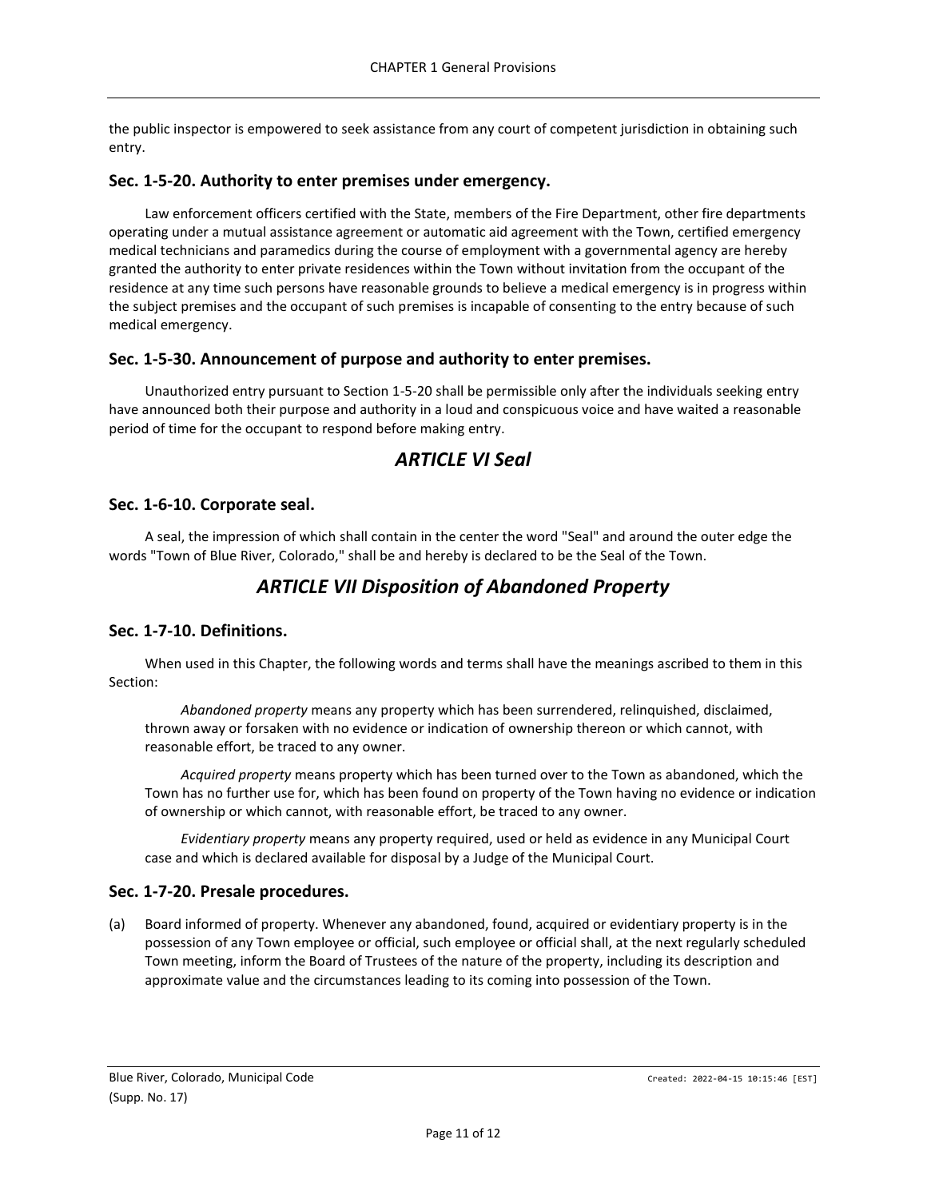the public inspector is empowered to seek assistance from any court of competent jurisdiction in obtaining such entry.

### Sec. 1-5-20. Authority to enter premises under emergency.

Law enforcement officers certified with the State, members of the Fire Department, other fire departments operating under a mutual assistance agreement or automatic aid agreement with the Town, certified emergency medical technicians and paramedics during the course of employment with a governmental agency are hereby granted the authority to enter private residences within the Town without invitation from the occupant of the residence at any time such persons have reasonable grounds to believe a medical emergency is in progress within the subject premises and the occupant of such premises is incapable of consenting to the entry because of such medical emergency.

### Sec. 1-5-30. Announcement of purpose and authority to enter premises.

Unauthorized entry pursuant to Section 1-5-20 shall be permissible only after the individuals seeking entry have announced both their purpose and authority in a loud and conspicuous voice and have waited a reasonable period of time for the occupant to respond before making entry.

## *ARTICLE VI Seal*

### Sec. 1-6-10. Corporate seal.

A seal, the impression of which shall contain in the center the word "Seal" and around the outer edge the words "Town of Blue River, Colorado," shall be and hereby is declared to be the Seal of the Town.

## *ARTICLE VII Disposition of Abandoned Property*

### Sec. 1-7-10. Definitions.

When used in this Chapter, the following words and terms shall have the meanings ascribed to them in this Section:

*Abandoned property* means any property which has been surrendered, relinquished, disclaimed, thrown away or forsaken with no evidence or indication of ownership thereon or which cannot, with reasonable effort, be traced to any owner.

*Acquired property* means property which has been turned over to the Town as abandoned, which the Town has no further use for, which has been found on property of the Town having no evidence or indication of ownership or which cannot, with reasonable effort, be traced to any owner.

*Evidentiary property* means any property required, used or held as evidence in any Municipal Court case and which is declared available for disposal by a Judge of the Municipal Court.

### Sec. 1-7-20. Presale procedures.

(a) Board informed of property. Whenever any abandoned, found, acquired or evidentiary property is in the possession of any Town employee or official, such employee or official shall, at the next regularly scheduled Town meeting, inform the Board of Trustees of the nature of the property, including its description and approximate value and the circumstances leading to its coming into possession of the Town.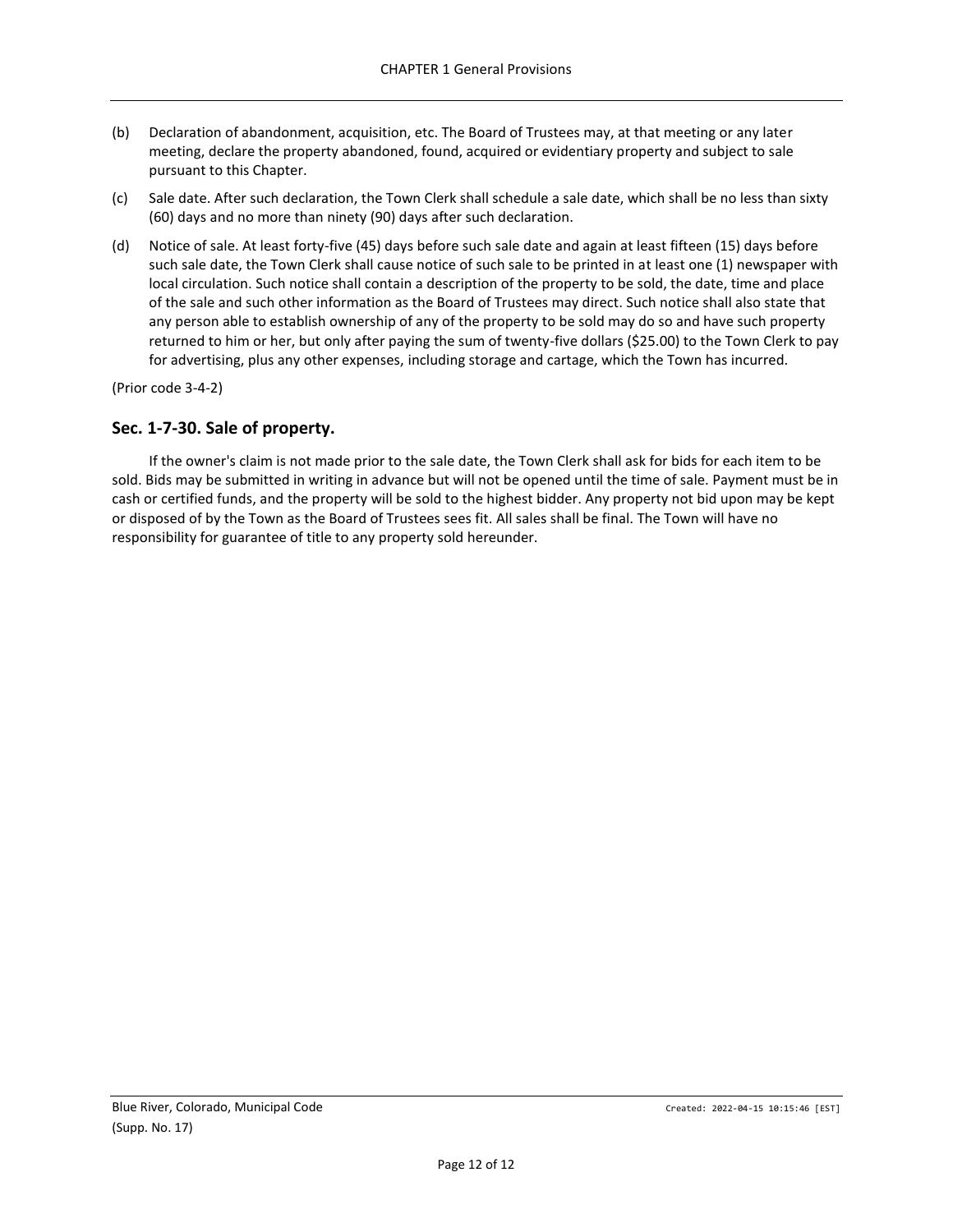(b) Declaration of abandonment, acquisition, etc. The Board of Trustees may, at that meeting or any later meeting, declare the property abandoned, found, acquired or evidentiary property and subject to sale pursuant to this Chapter.

(c) Sale date. After such declaration, the Town Clerk shall schedule a sale date, which shall be no less than sixty (60) days and no more than ninety (90) days after such declaration.

(d) Notice of sale. At least forty-five (45) days before such sale date and again at least fifteen (15) days before such sale date, the Town Clerk shall cause notice of such sale to be printed in at least one (1) newspaper with local circulation. Such notice shall contain a description of the property to be sold, the date, time and place of the sale and such other information as the Board of Trustees may direct. Such notice shall also state that any person able to establish ownership of any of the property to be sold may do so and have such property returned to him or her, but only after paying the sum of twenty-five dollars ($25.00) to the Town Clerk to pay for advertising, plus any other expenses, including storage and cartage, which the Town has incurred.

(Prior code 3-4-2)

## Sec. 1-7-30. Sale of property.

If the owner's claim is not made prior to the sale date, the Town Clerk shall ask for bids for each item to be sold. Bids may be submitted in writing in advance but will not be opened until the time of sale. Payment must be in cash or certified funds, and the property will be sold to the highest bidder. Any property not bid upon may be kept or disposed of by the Town as the Board of Trustees sees fit. All sales shall be final. The Town will have no responsibility for guarantee of title to any property sold hereunder.